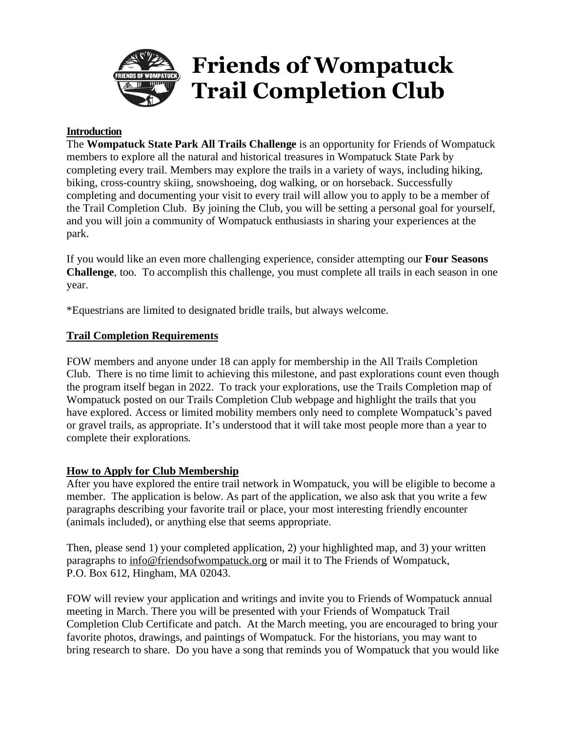# Friends of Wompatuck Trail Completion Club

## Introduction

The **Wompatuck State Park All Trails Challenge** is an opportunity for Friends of Wompatuck members to explore all the natural and historical treasures in Wompatuck State Park by completing every trail. Members may explore the trails in a variety of ways, including hiking, biking, cross-country skiing, snowshoeing, dog walking, or on horseback. Successfully completing and documenting your visit to every trail will allow you to apply to be a member of the Trail Completion Club. By joining the Club, you will be setting a personal goal for yourself, and you will join a community of Wompatuck enthusiasts in sharing your experiences at the park.

If you would like an even more challenging experience, consider attempting our **Four Seasons Challenge**, too. To accomplish this challenge, you must complete all trails in each season in one year.

*Equestrians are limited to designated bridle trails, but always welcome.

## Trail Completion Requirements

FOW members and anyone under 18 can apply for membership in the All Trails Completion Club. There is no time limit to achieving this milestone, and past explorations count even though the program itself began in 2022. To track your explorations, use the Trails Completion map of Wompatuck posted on our Trails Completion Club webpage and highlight the trails that you have explored. Access or limited mobility members only need to complete Wompatuck's paved or gravel trails, as appropriate. It's understood that it will take most people more than a year to complete their explorations.

## How to Apply for Club Membership

After you have explored the entire trail network in Wompatuck, you will be eligible to become a member. The application is below. As part of the application, we also ask that you write a few paragraphs describing your favorite trail or place, your most interesting friendly encounter (animals included), or anything else that seems appropriate.

Then, please send 1) your completed application, 2) your highlighted map, and 3) your written paragraphs to info@friendsofwompatuck.org or mail it to The Friends of Wompatuck, P.O. Box 612, Hingham, MA 02043.

FOW will review your application and writings and invite you to Friends of Wompatuck annual meeting in March. There you will be presented with your Friends of Wompatuck Trail Completion Club Certificate and patch. At the March meeting, you are encouraged to bring your favorite photos, drawings, and paintings of Wompatuck. For the historians, you may want to bring research to share. Do you have a song that reminds you of Wompatuck that you would like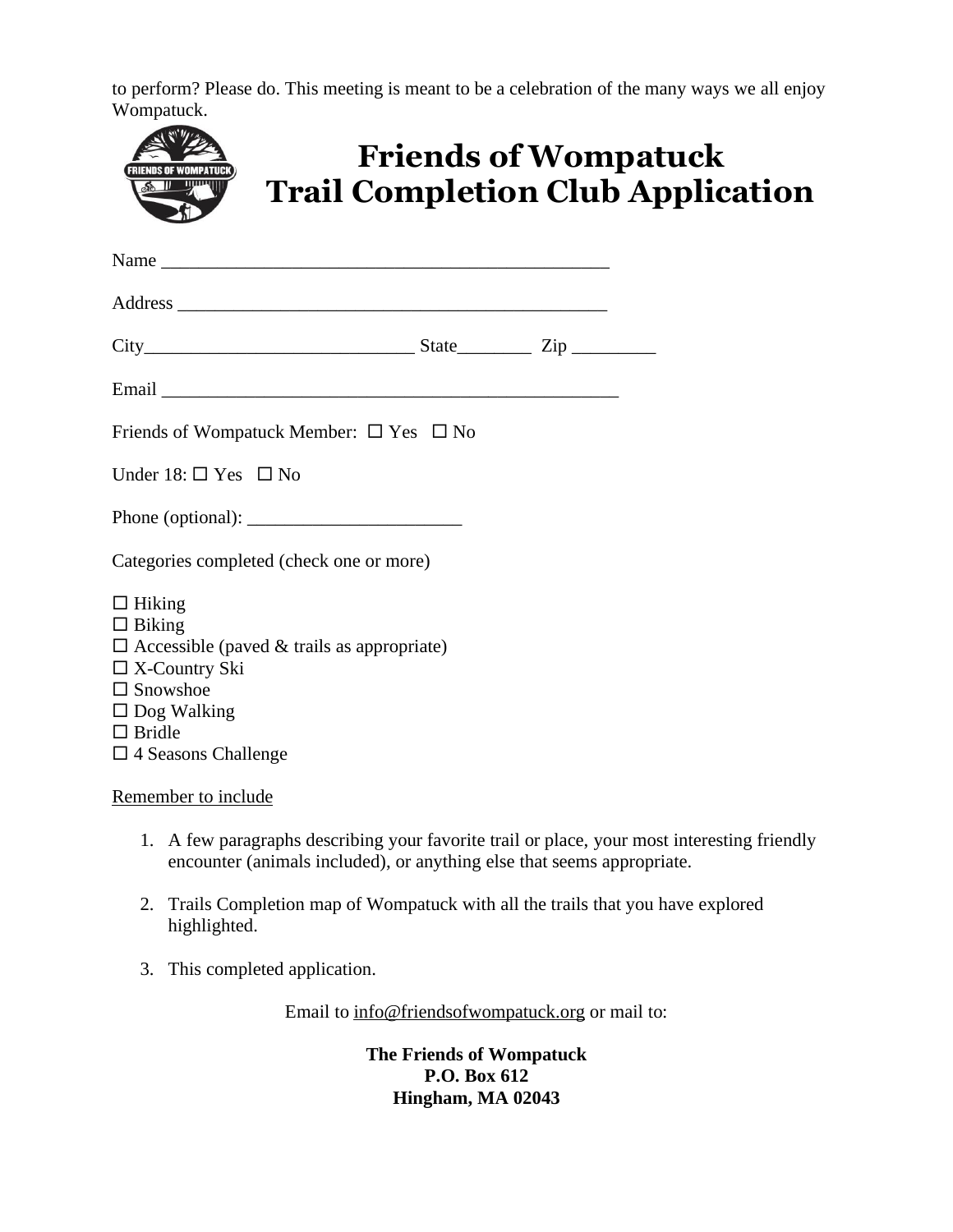to perform? Please do. This meeting is meant to be a celebration of the many ways we all enjoy Wompatuck.

# Friends of Wompatuck Trail Completion Club Application

Name _______________________________________________

Address ______________________________________________

City___________________________ State________ Zip _________

Email _________________________________________________

Friends of Wompatuck Member: ☐ Yes ☐ No

Under 18: ☐ Yes ☐ No

Phone (optional): ______________________

Categories completed (check one or more)

☐ Hiking
☐ Biking
☐ Accessible (paved & trails as appropriate)
☐ X-Country Ski
☐ Snowshoe
☐ Dog Walking
☐ Bridle
☐ 4 Seasons Challenge

<u>Remember to include</u>

1. A few paragraphs describing your favorite trail or place, your most interesting friendly encounter (animals included), or anything else that seems appropriate.

2. Trails Completion map of Wompatuck with all the trails that you have explored highlighted.

3. This completed application.

Email to info@friendsofwompatuck.org or mail to:

**The Friends of Wompatuck**
**P.O. Box 612**
**Hingham, MA 02043**